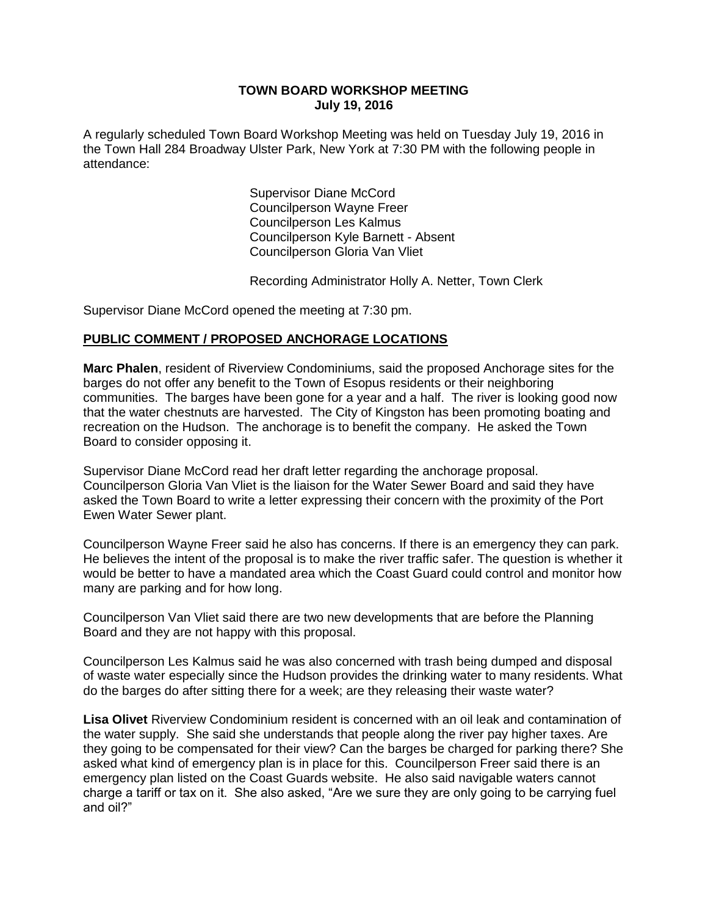**TOWN BOARD WORKSHOP MEETING**
**July 19, 2016**

A regularly scheduled Town Board Workshop Meeting was held on Tuesday July 19, 2016 in the Town Hall 284 Broadway Ulster Park, New York at 7:30 PM with the following people in attendance:

Supervisor Diane McCord
Councilperson Wayne Freer
Councilperson Les Kalmus
Councilperson Kyle Barnett - Absent
Councilperson Gloria Van Vliet

Recording Administrator Holly A. Netter, Town Clerk

Supervisor Diane McCord opened the meeting at 7:30 pm.

**PUBLIC COMMENT / PROPOSED ANCHORAGE LOCATIONS**

**Marc Phalen**, resident of Riverview Condominiums, said the proposed Anchorage sites for the barges do not offer any benefit to the Town of Esopus residents or their neighboring communities. The barges have been gone for a year and a half. The river is looking good now that the water chestnuts are harvested. The City of Kingston has been promoting boating and recreation on the Hudson. The anchorage is to benefit the company. He asked the Town Board to consider opposing it.

Supervisor Diane McCord read her draft letter regarding the anchorage proposal. Councilperson Gloria Van Vliet is the liaison for the Water Sewer Board and said they have asked the Town Board to write a letter expressing their concern with the proximity of the Port Ewen Water Sewer plant.

Councilperson Wayne Freer said he also has concerns. If there is an emergency they can park. He believes the intent of the proposal is to make the river traffic safer. The question is whether it would be better to have a mandated area which the Coast Guard could control and monitor how many are parking and for how long.

Councilperson Van Vliet said there are two new developments that are before the Planning Board and they are not happy with this proposal.

Councilperson Les Kalmus said he was also concerned with trash being dumped and disposal of waste water especially since the Hudson provides the drinking water to many residents. What do the barges do after sitting there for a week; are they releasing their waste water?

**Lisa Olivet** Riverview Condominium resident is concerned with an oil leak and contamination of the water supply. She said she understands that people along the river pay higher taxes. Are they going to be compensated for their view? Can the barges be charged for parking there? She asked what kind of emergency plan is in place for this. Councilperson Freer said there is an emergency plan listed on the Coast Guards website. He also said navigable waters cannot charge a tariff or tax on it. She also asked, "Are we sure they are only going to be carrying fuel and oil?"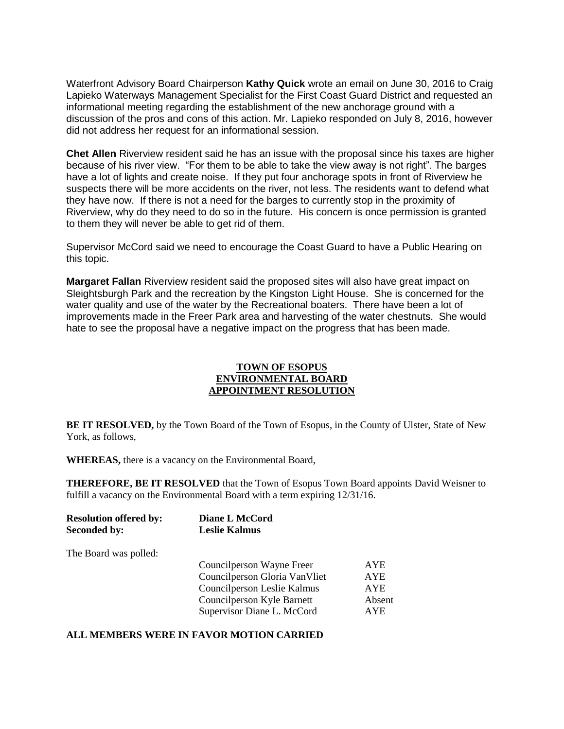Waterfront Advisory Board Chairperson **Kathy Quick** wrote an email on June 30, 2016 to Craig Lapieko Waterways Management Specialist for the First Coast Guard District and requested an informational meeting regarding the establishment of the new anchorage ground with a discussion of the pros and cons of this action. Mr. Lapieko responded on July 8, 2016, however did not address her request for an informational session.

**Chet Allen** Riverview resident said he has an issue with the proposal since his taxes are higher because of his river view. "For them to be able to take the view away is not right". The barges have a lot of lights and create noise. If they put four anchorage spots in front of Riverview he suspects there will be more accidents on the river, not less. The residents want to defend what they have now. If there is not a need for the barges to currently stop in the proximity of Riverview, why do they need to do so in the future. His concern is once permission is granted to them they will never be able to get rid of them.

Supervisor McCord said we need to encourage the Coast Guard to have a Public Hearing on this topic.

**Margaret Fallan** Riverview resident said the proposed sites will also have great impact on Sleightsburgh Park and the recreation by the Kingston Light House. She is concerned for the water quality and use of the water by the Recreational boaters. There have been a lot of improvements made in the Freer Park area and harvesting of the water chestnuts. She would hate to see the proposal have a negative impact on the progress that has been made.

**TOWN OF ESOPUS**
**ENVIRONMENTAL BOARD**
**APPOINTMENT RESOLUTION**

**BE IT RESOLVED,** by the Town Board of the Town of Esopus, in the County of Ulster, State of New York, as follows,

**WHEREAS,** there is a vacancy on the Environmental Board,

**THEREFORE, BE IT RESOLVED** that the Town of Esopus Town Board appoints David Weisner to fulfill a vacancy on the Environmental Board with a term expiring 12/31/16.

**Resolution offered by:** **Diane L McCord**
**Seconded by:** **Leslie Kalmus**

The Board was polled:

| | |
|---|---|
| Councilperson Wayne Freer | AYE |
| Councilperson Gloria VanVliet | AYE |
| Councilperson Leslie Kalmus | AYE |
| Councilperson Kyle Barnett | Absent |
| Supervisor Diane L. McCord | AYE |

**ALL MEMBERS WERE IN FAVOR MOTION CARRIED**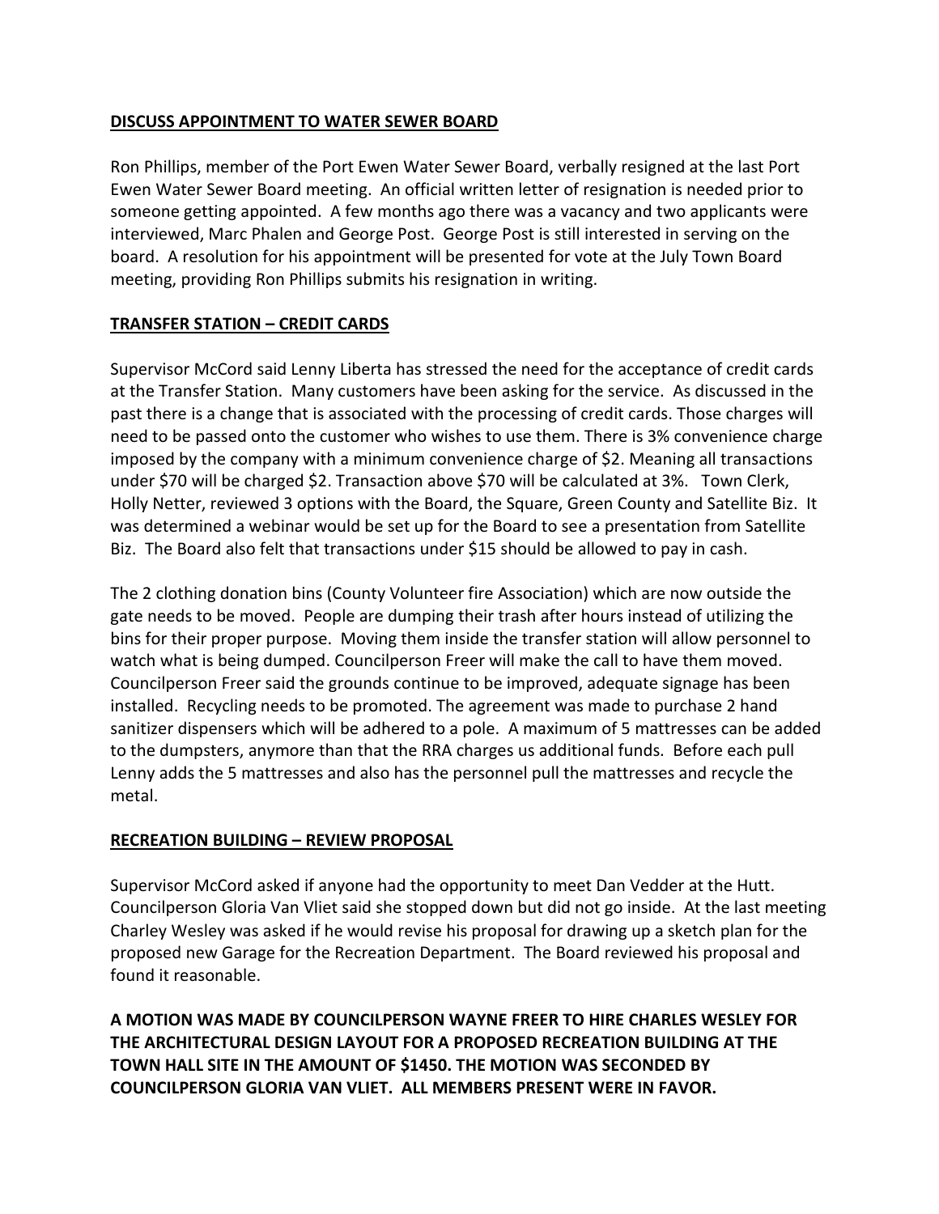**DISCUSS APPOINTMENT TO WATER SEWER BOARD**

Ron Phillips, member of the Port Ewen Water Sewer Board, verbally resigned at the last Port Ewen Water Sewer Board meeting. An official written letter of resignation is needed prior to someone getting appointed. A few months ago there was a vacancy and two applicants were interviewed, Marc Phalen and George Post. George Post is still interested in serving on the board. A resolution for his appointment will be presented for vote at the July Town Board meeting, providing Ron Phillips submits his resignation in writing.

**TRANSFER STATION – CREDIT CARDS**

Supervisor McCord said Lenny Liberta has stressed the need for the acceptance of credit cards at the Transfer Station. Many customers have been asking for the service. As discussed in the past there is a change that is associated with the processing of credit cards. Those charges will need to be passed onto the customer who wishes to use them. There is 3% convenience charge imposed by the company with a minimum convenience charge of $2. Meaning all transactions under $70 will be charged $2. Transaction above $70 will be calculated at 3%. Town Clerk, Holly Netter, reviewed 3 options with the Board, the Square, Green County and Satellite Biz. It was determined a webinar would be set up for the Board to see a presentation from Satellite Biz. The Board also felt that transactions under $15 should be allowed to pay in cash.

The 2 clothing donation bins (County Volunteer fire Association) which are now outside the gate needs to be moved. People are dumping their trash after hours instead of utilizing the bins for their proper purpose. Moving them inside the transfer station will allow personnel to watch what is being dumped. Councilperson Freer will make the call to have them moved. Councilperson Freer said the grounds continue to be improved, adequate signage has been installed. Recycling needs to be promoted. The agreement was made to purchase 2 hand sanitizer dispensers which will be adhered to a pole. A maximum of 5 mattresses can be added to the dumpsters, anymore than that the RRA charges us additional funds. Before each pull Lenny adds the 5 mattresses and also has the personnel pull the mattresses and recycle the metal.

**RECREATION BUILDING – REVIEW PROPOSAL**

Supervisor McCord asked if anyone had the opportunity to meet Dan Vedder at the Hutt. Councilperson Gloria Van Vliet said she stopped down but did not go inside. At the last meeting Charley Wesley was asked if he would revise his proposal for drawing up a sketch plan for the proposed new Garage for the Recreation Department. The Board reviewed his proposal and found it reasonable.

**A MOTION WAS MADE BY COUNCILPERSON WAYNE FREER TO HIRE CHARLES WESLEY FOR THE ARCHITECTURAL DESIGN LAYOUT FOR A PROPOSED RECREATION BUILDING AT THE TOWN HALL SITE IN THE AMOUNT OF $1450. THE MOTION WAS SECONDED BY COUNCILPERSON GLORIA VAN VLIET. ALL MEMBERS PRESENT WERE IN FAVOR.**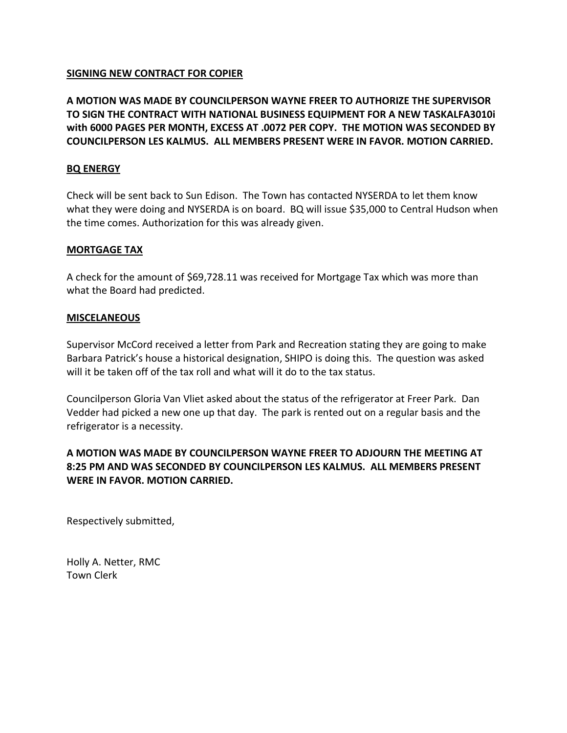**SIGNING NEW CONTRACT FOR COPIER**

**A MOTION WAS MADE BY COUNCILPERSON WAYNE FREER TO AUTHORIZE THE SUPERVISOR TO SIGN THE CONTRACT WITH NATIONAL BUSINESS EQUIPMENT FOR A NEW TASKALFA3010i with 6000 PAGES PER MONTH, EXCESS AT .0072 PER COPY. THE MOTION WAS SECONDED BY COUNCILPERSON LES KALMUS. ALL MEMBERS PRESENT WERE IN FAVOR. MOTION CARRIED.**

**BQ ENERGY**

Check will be sent back to Sun Edison. The Town has contacted NYSERDA to let them know what they were doing and NYSERDA is on board. BQ will issue $35,000 to Central Hudson when the time comes. Authorization for this was already given.

**MORTGAGE TAX**

A check for the amount of $69,728.11 was received for Mortgage Tax which was more than what the Board had predicted.

**MISCELANEOUS**

Supervisor McCord received a letter from Park and Recreation stating they are going to make Barbara Patrick's house a historical designation, SHIPO is doing this. The question was asked will it be taken off of the tax roll and what will it do to the tax status.

Councilperson Gloria Van Vliet asked about the status of the refrigerator at Freer Park. Dan Vedder had picked a new one up that day. The park is rented out on a regular basis and the refrigerator is a necessity.

**A MOTION WAS MADE BY COUNCILPERSON WAYNE FREER TO ADJOURN THE MEETING AT 8:25 PM AND WAS SECONDED BY COUNCILPERSON LES KALMUS. ALL MEMBERS PRESENT WERE IN FAVOR. MOTION CARRIED.**

Respectively submitted,

Holly A. Netter, RMC
Town Clerk